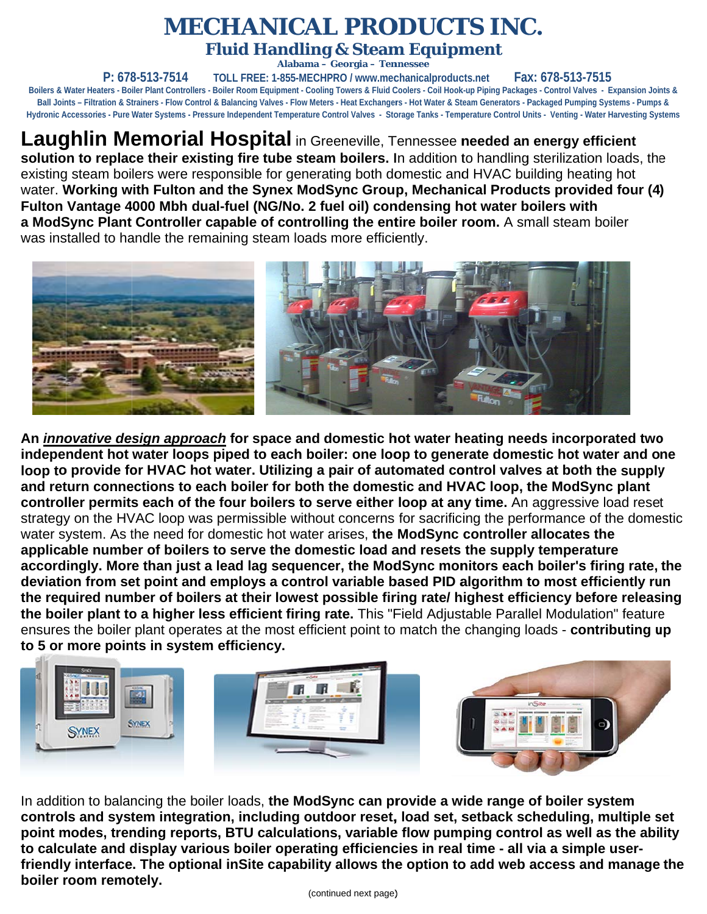# MECHANICAL PRODUCTS INC.

## Fluid Handling & Steam Equipment

**Alabama – Georgia – Tennessee**

**P: 678-513-7514** TOLL FREE: 1-855-MECHPRO / www.mechanicalproducts.net **Fax: 678-513-7515**

Boilers & Water Heaters - Boiler Plant Controllers - Boiler Room Equipment - Cooling Towers & Fluid Coolers - Coil Hook-up Piping Packages - Control Valves - Expansion Joints & Ball Joints – Filtration & Strainers - Flow Control & Balancing Valves - Flow Meters - Heat Exchangers - Hot Water & Steam Generators - Packaged Pumping Systems - Pumps & Hydronic Accessories - Pure Water Systems - Pressure Independent Temperature Control Valves - Storage Tanks - Temperature Control Units - Venting - Water Harvesting Systems

**Laughlin Memorial Hospital** in Greeneville, Tennessee **needed an energy efficient solution to replace their existing fire tube steam boilers.** In addition to handling sterilization loads, the existing steam boilers were responsible for generating both domestic and HVAC building heating hot water. **Working with Fulton and the Synex ModSync Group, Mechanical Products provided four (4) Fulton Vantage 4000 Mbh dual-fuel (NG/No. 2 fuel oil) condensing hot water boilers with a ModSync Plant Controller capable of controlling the entire boiler room.** A small steam boiler was installed to handle the remaining steam loads more efficiently.

**An *innovative design approach* for space and domestic hot water heating needs incorporated two independent hot water loops piped to each boiler: one loop to generate domestic hot water and one loop to provide for HVAC hot water. Utilizing a pair of automated control valves at both the supply and return connections to each boiler for both the domestic and HVAC loop, the ModSync plant controller permits each of the four boilers to serve either loop at any time.** An aggressive load reset strategy on the HVAC loop was permissible without concerns for sacrificing the performance of the domestic water system. As the need for domestic hot water arises, **the ModSync controller allocates the applicable number of boilers to serve the domestic load and resets the supply temperature accordingly. More than just a lead lag sequencer, the ModSync monitors each boiler's firing rate, the deviation from set point and employs a control variable based PID algorithm to most efficiently run the required number of boilers at their lowest possible firing rate/ highest efficiency before releasing the boiler plant to a higher less efficient firing rate.** This "Field Adjustable Parallel Modulation" feature ensures the boiler plant operates at the most efficient point to match the changing loads - **contributing up to 5 or more points in system efficiency.**

In addition to balancing the boiler loads, **the ModSync can provide a wide range of boiler system controls and system integration, including outdoor reset, load set, setback scheduling, multiple set point modes, trending reports, BTU calculations, variable flow pumping control as well as the ability to calculate and display various boiler operating efficiencies in real time - all via a simple user-friendly interface. The optional inSite capability allows the option to add web access and manage the boiler room remotely.**

(continued next page)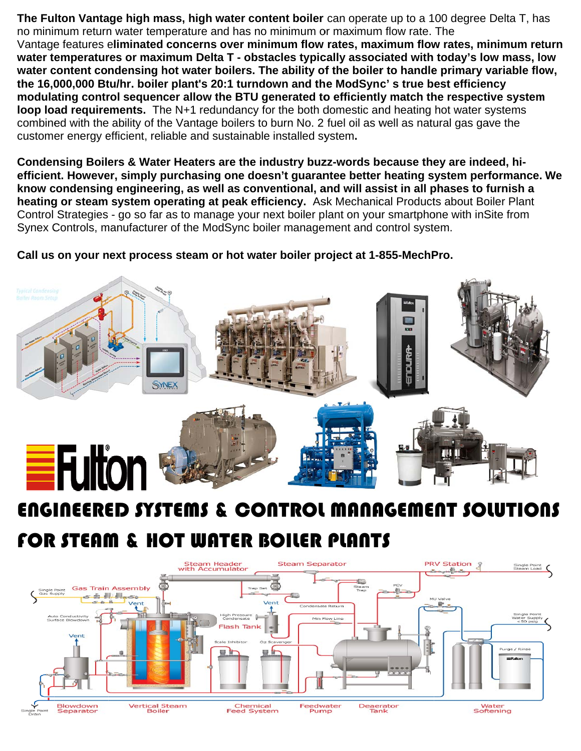**The Fulton Vantage high mass, high water content boiler** can operate up to a 100 degree Delta T, has no minimum return water temperature and has no minimum or maximum flow rate. The Vantage features e**liminated concerns over minimum flow rates, maximum flow rates, minimum return water temperatures or maximum Delta T - obstacles typically associated with today's low mass, low water content condensing hot water boilers. The ability of the boiler to handle primary variable flow, the 16,000,000 Btu/hr. boiler plant's 20:1 turndown and the ModSync' s true best efficiency modulating control sequencer allow the BTU generated to efficiently match the respective system loop load requirements.** The N+1 redundancy for the both domestic and heating hot water systems combined with the ability of the Vantage boilers to burn No. 2 fuel oil as well as natural gas gave the customer energy efficient, reliable and sustainable installed system**.**

**Condensing Boilers & Water Heaters are the industry buzz-words because they are indeed, hi-efficient. However, simply purchasing one doesn't guarantee better heating system performance. We know condensing engineering, as well as conventional, and will assist in all phases to furnish a heating or steam system operating at peak efficiency.** Ask Mechanical Products about Boiler Plant Control Strategies - go so far as to manage your next boiler plant on your smartphone with inSite from Synex Controls, manufacturer of the ModSync boiler management and control system.

**Call us on your next process steam or hot water boiler project at 1-855-MechPro.**

# ENGINEERED SYSTEMS & CONTROL MANAGEMENT SOLUTIONS FOR STEAM & HOT WATER BOILER PLANTS